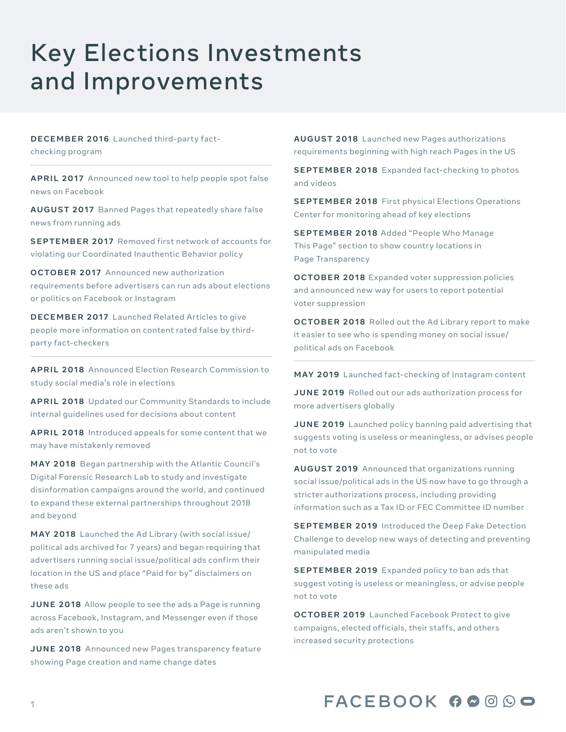# Key Elections Investments and Improvements

**DECEMBER 2016** Launched third-party fact-checking program

---

**APRIL 2017** Announced new tool to help people spot false news on Facebook

**AUGUST 2017** Banned Pages that repeatedly share false news from running ads

**SEPTEMBER 2017** Removed first network of accounts for violating our Coordinated Inauthentic Behavior policy

**OCTOBER 2017** Announced new authorization requirements before advertisers can run ads about elections or politics on Facebook or Instagram

**DECEMBER 2017** Launched Related Articles to give people more information on content rated false by third-party fact-checkers

---

**APRIL 2018** Announced Election Research Commission to study social media's role in elections

**APRIL 2018** Updated our Community Standards to include internal guidelines used for decisions about content

**APRIL 2018** Introduced appeals for some content that we may have mistakenly removed

**MAY 2018** Began partnership with the Atlantic Council's Digital Forensic Research Lab to study and investigate disinformation campaigns around the world, and continued to expand these external partnerships throughout 2018 and beyond

**MAY 2018** Launched the Ad Library (with social issue/political ads archived for 7 years) and began requiring that advertisers running social issue/political ads confirm their location in the US and place "Paid for by" disclaimers on these ads

**JUNE 2018** Allow people to see the ads a Page is running across Facebook, Instagram, and Messenger even if those ads aren't shown to you

**JUNE 2018** Announced new Pages transparency feature showing Page creation and name change dates

**AUGUST 2018** Launched new Pages authorizations requirements beginning with high reach Pages in the US

**SEPTEMBER 2018** Expanded fact-checking to photos and videos

**SEPTEMBER 2018** First physical Elections Operations Center for monitoring ahead of key elections

**SEPTEMBER 2018** Added "People Who Manage This Page" section to show country locations in Page Transparency

**OCTOBER 2018** Expanded voter suppression policies and announced new way for users to report potential voter suppression

**OCTOBER 2018** Rolled out the Ad Library report to make it easier to see who is spending money on social issue/political ads on Facebook

---

**MAY 2019** Launched fact-checking of Instagram content

**JUNE 2019** Rolled out our ads authorization process for more advertisers globally

**JUNE 2019** Launched policy banning paid advertising that suggests voting is useless or meaningless, or advises people not to vote

**AUGUST 2019** Announced that organizations running social issue/political ads in the US now have to go through a stricter authorizations process, including providing information such as a Tax ID or FEC Committee ID number

**SEPTEMBER 2019** Introduced the Deep Fake Detection Challenge to develop new ways of detecting and preventing manipulated media

**SEPTEMBER 2019** Expanded policy to ban ads that suggest voting is useless or meaningless, or advise people not to vote

**OCTOBER 2019** Launched Facebook Protect to give campaigns, elected officials, their staffs, and others increased security protections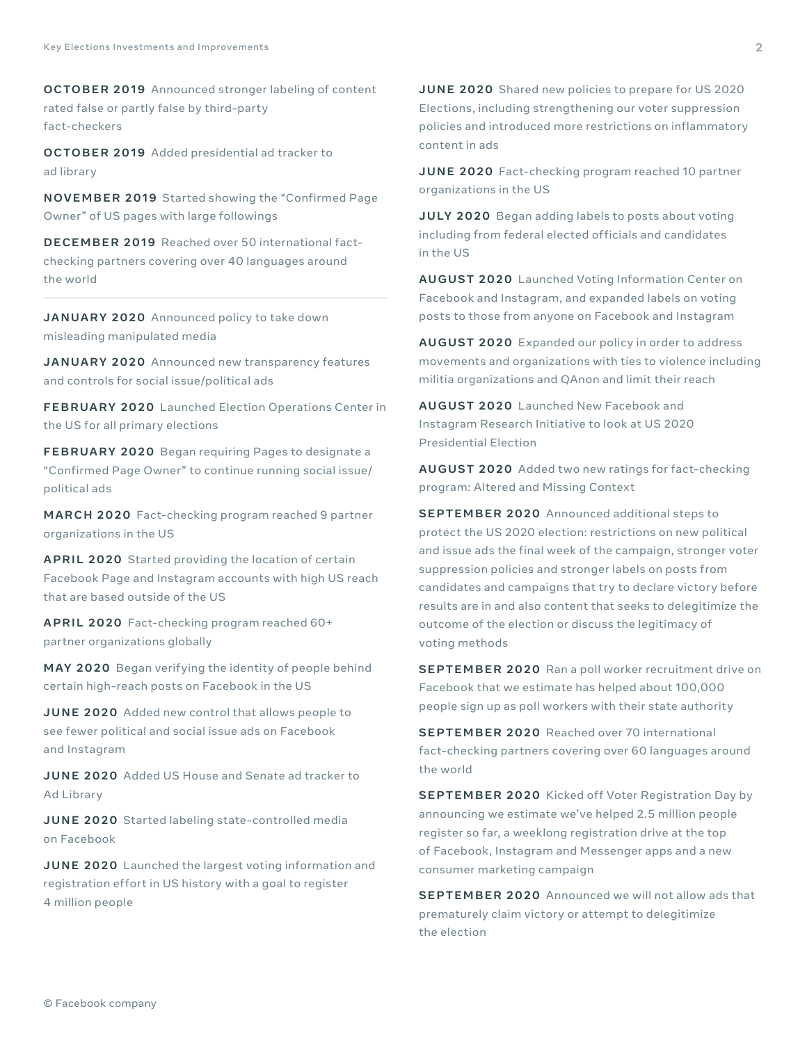**OCTOBER 2019** Announced stronger labeling of content rated false or partly false by third-party fact-checkers

**OCTOBER 2019** Added presidential ad tracker to ad library

**NOVEMBER 2019** Started showing the "Confirmed Page Owner" of US pages with large followings

**DECEMBER 2019** Reached over 50 international fact-checking partners covering over 40 languages around the world

---

**JANUARY 2020** Announced policy to take down misleading manipulated media

**JANUARY 2020** Announced new transparency features and controls for social issue/political ads

**FEBRUARY 2020** Launched Election Operations Center in the US for all primary elections

**FEBRUARY 2020** Began requiring Pages to designate a "Confirmed Page Owner" to continue running social issue/political ads

**MARCH 2020** Fact-checking program reached 9 partner organizations in the US

**APRIL 2020** Started providing the location of certain Facebook Page and Instagram accounts with high US reach that are based outside of the US

**APRIL 2020** Fact-checking program reached 60+ partner organizations globally

**MAY 2020** Began verifying the identity of people behind certain high-reach posts on Facebook in the US

**JUNE 2020** Added new control that allows people to see fewer political and social issue ads on Facebook and Instagram

**JUNE 2020** Added US House and Senate ad tracker to Ad Library

**JUNE 2020** Started labeling state-controlled media on Facebook

**JUNE 2020** Launched the largest voting information and registration effort in US history with a goal to register 4 million people

**JUNE 2020** Shared new policies to prepare for US 2020 Elections, including strengthening our voter suppression policies and introduced more restrictions on inflammatory content in ads

**JUNE 2020** Fact-checking program reached 10 partner organizations in the US

**JULY 2020** Began adding labels to posts about voting including from federal elected officials and candidates in the US

**AUGUST 2020** Launched Voting Information Center on Facebook and Instagram, and expanded labels on voting posts to those from anyone on Facebook and Instagram

**AUGUST 2020** Expanded our policy in order to address movements and organizations with ties to violence including militia organizations and QAnon and limit their reach

**AUGUST 2020** Launched New Facebook and Instagram Research Initiative to look at US 2020 Presidential Election

**AUGUST 2020** Added two new ratings for fact-checking program: Altered and Missing Context

**SEPTEMBER 2020** Announced additional steps to protect the US 2020 election: restrictions on new political and issue ads the final week of the campaign, stronger voter suppression policies and stronger labels on posts from candidates and campaigns that try to declare victory before results are in and also content that seeks to delegitimize the outcome of the election or discuss the legitimacy of voting methods

**SEPTEMBER 2020** Ran a poll worker recruitment drive on Facebook that we estimate has helped about 100,000 people sign up as poll workers with their state authority

**SEPTEMBER 2020** Reached over 70 international fact-checking partners covering over 60 languages around the world

**SEPTEMBER 2020** Kicked off Voter Registration Day by announcing we estimate we've helped 2.5 million people register so far, a weeklong registration drive at the top of Facebook, Instagram and Messenger apps and a new consumer marketing campaign

**SEPTEMBER 2020** Announced we will not allow ads that prematurely claim victory or attempt to delegitimize the election

© Facebook company